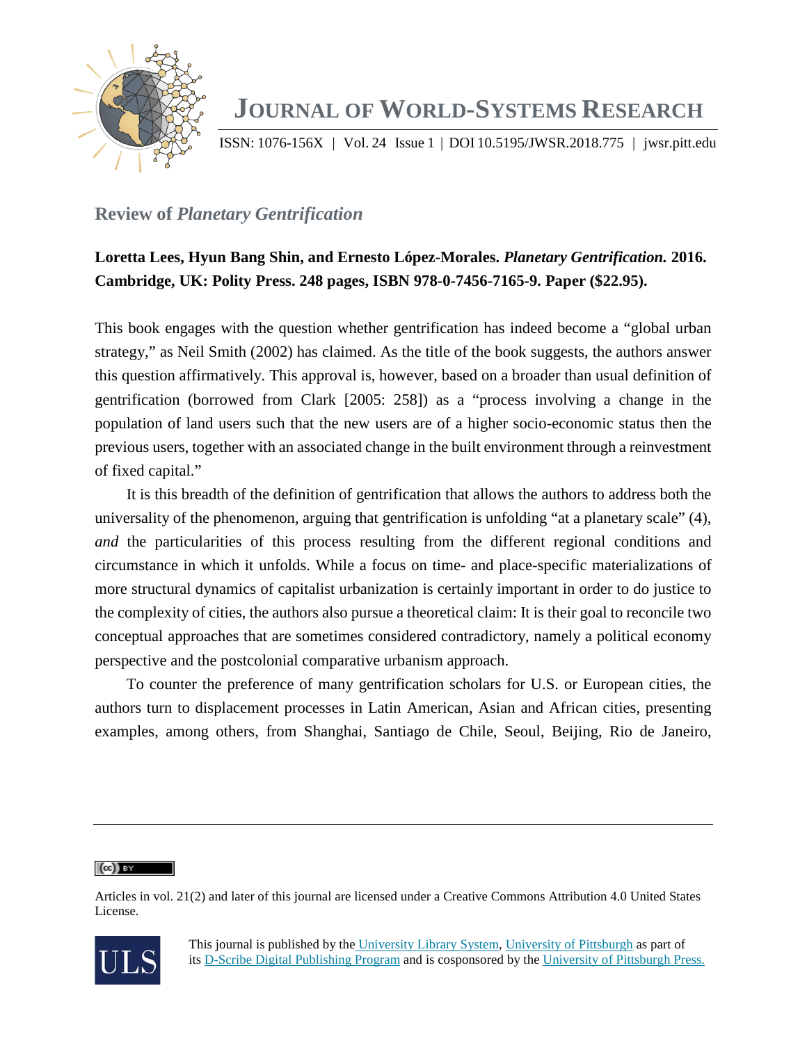## Review of *Planetary Gentrification*

**Loretta Lees, Hyun Bang Shin, and Ernesto López-Morales. *Planetary Gentrification.* 2016. Cambridge, UK: Polity Press. 248 pages, ISBN 978-0-7456-7165-9. Paper ($22.95).**

This book engages with the question whether gentrification has indeed become a "global urban strategy," as Neil Smith (2002) has claimed. As the title of the book suggests, the authors answer this question affirmatively. This approval is, however, based on a broader than usual definition of gentrification (borrowed from Clark [2005: 258]) as a "process involving a change in the population of land users such that the new users are of a higher socio-economic status then the previous users, together with an associated change in the built environment through a reinvestment of fixed capital."

It is this breadth of the definition of gentrification that allows the authors to address both the universality of the phenomenon, arguing that gentrification is unfolding "at a planetary scale" (4), *and* the particularities of this process resulting from the different regional conditions and circumstance in which it unfolds. While a focus on time- and place-specific materializations of more structural dynamics of capitalist urbanization is certainly important in order to do justice to the complexity of cities, the authors also pursue a theoretical claim: It is their goal to reconcile two conceptual approaches that are sometimes considered contradictory, namely a political economy perspective and the postcolonial comparative urbanism approach.

To counter the preference of many gentrification scholars for U.S. or European cities, the authors turn to displacement processes in Latin American, Asian and African cities, presenting examples, among others, from Shanghai, Santiago de Chile, Seoul, Beijing, Rio de Janeiro,

---

Articles in vol. 21(2) and later of this journal are licensed under a Creative Commons Attribution 4.0 United States License.

This journal is published by the University Library System, University of Pittsburgh as part of its D-Scribe Digital Publishing Program and is cosponsored by the University of Pittsburgh Press.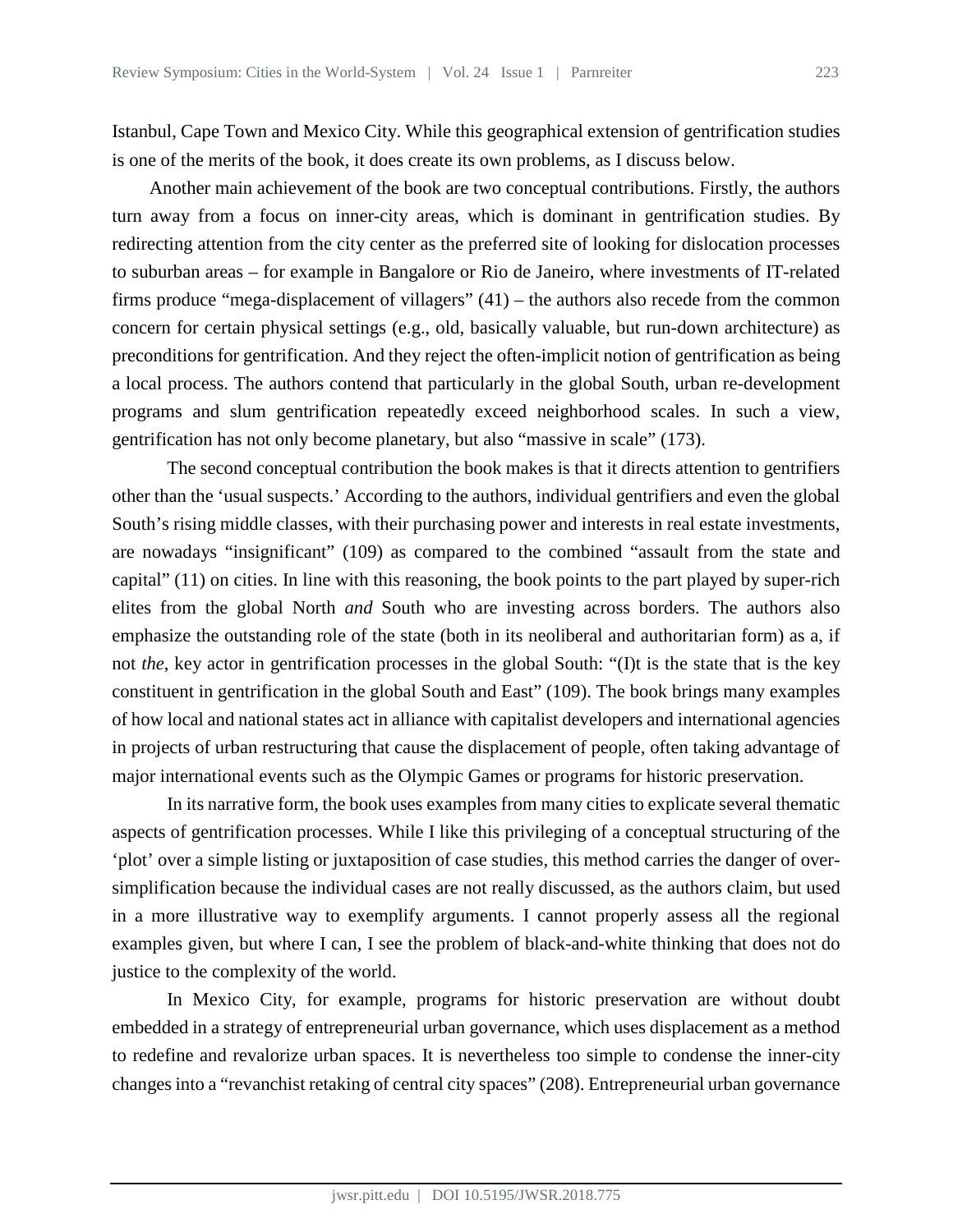Istanbul, Cape Town and Mexico City. While this geographical extension of gentrification studies is one of the merits of the book, it does create its own problems, as I discuss below.

Another main achievement of the book are two conceptual contributions. Firstly, the authors turn away from a focus on inner-city areas, which is dominant in gentrification studies. By redirecting attention from the city center as the preferred site of looking for dislocation processes to suburban areas – for example in Bangalore or Rio de Janeiro, where investments of IT-related firms produce "mega-displacement of villagers" (41) – the authors also recede from the common concern for certain physical settings (e.g., old, basically valuable, but run-down architecture) as preconditions for gentrification. And they reject the often-implicit notion of gentrification as being a local process. The authors contend that particularly in the global South, urban re-development programs and slum gentrification repeatedly exceed neighborhood scales. In such a view, gentrification has not only become planetary, but also "massive in scale" (173).

The second conceptual contribution the book makes is that it directs attention to gentrifiers other than the 'usual suspects.' According to the authors, individual gentrifiers and even the global South's rising middle classes, with their purchasing power and interests in real estate investments, are nowadays "insignificant" (109) as compared to the combined "assault from the state and capital" (11) on cities. In line with this reasoning, the book points to the part played by super-rich elites from the global North *and* South who are investing across borders. The authors also emphasize the outstanding role of the state (both in its neoliberal and authoritarian form) as a, if not *the*, key actor in gentrification processes in the global South: "(I)t is the state that is the key constituent in gentrification in the global South and East" (109). The book brings many examples of how local and national states act in alliance with capitalist developers and international agencies in projects of urban restructuring that cause the displacement of people, often taking advantage of major international events such as the Olympic Games or programs for historic preservation.

In its narrative form, the book uses examples from many cities to explicate several thematic aspects of gentrification processes. While I like this privileging of a conceptual structuring of the 'plot' over a simple listing or juxtaposition of case studies, this method carries the danger of over-simplification because the individual cases are not really discussed, as the authors claim, but used in a more illustrative way to exemplify arguments. I cannot properly assess all the regional examples given, but where I can, I see the problem of black-and-white thinking that does not do justice to the complexity of the world.

In Mexico City, for example, programs for historic preservation are without doubt embedded in a strategy of entrepreneurial urban governance, which uses displacement as a method to redefine and revalorize urban spaces. It is nevertheless too simple to condense the inner-city changes into a "revanchist retaking of central city spaces" (208). Entrepreneurial urban governance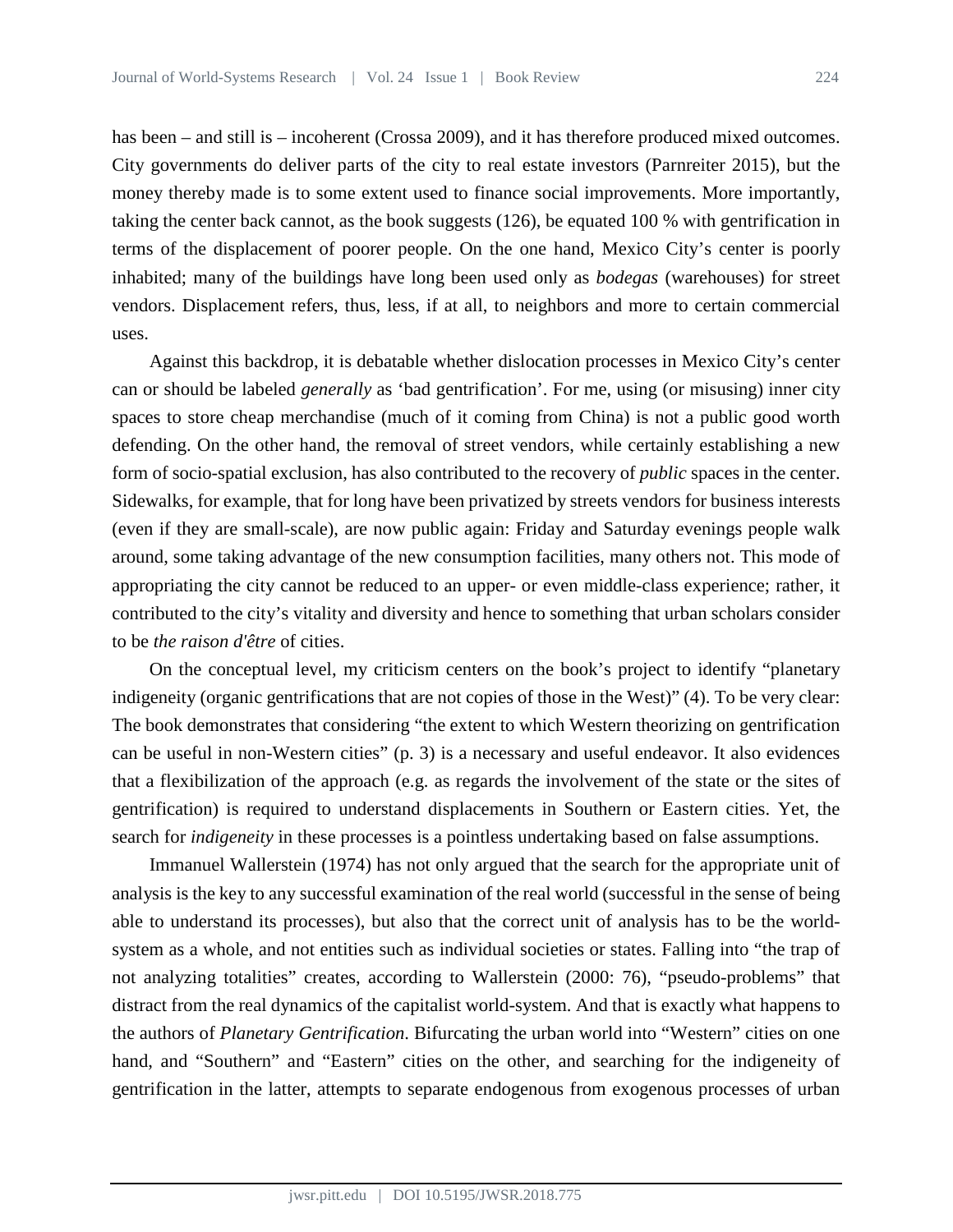has been – and still is – incoherent (Crossa 2009), and it has therefore produced mixed outcomes. City governments do deliver parts of the city to real estate investors (Parnreiter 2015), but the money thereby made is to some extent used to finance social improvements. More importantly, taking the center back cannot, as the book suggests (126), be equated 100 % with gentrification in terms of the displacement of poorer people. On the one hand, Mexico City's center is poorly inhabited; many of the buildings have long been used only as *bodegas* (warehouses) for street vendors. Displacement refers, thus, less, if at all, to neighbors and more to certain commercial uses.

Against this backdrop, it is debatable whether dislocation processes in Mexico City's center can or should be labeled *generally* as 'bad gentrification'. For me, using (or misusing) inner city spaces to store cheap merchandise (much of it coming from China) is not a public good worth defending. On the other hand, the removal of street vendors, while certainly establishing a new form of socio-spatial exclusion, has also contributed to the recovery of *public* spaces in the center. Sidewalks, for example, that for long have been privatized by streets vendors for business interests (even if they are small-scale), are now public again: Friday and Saturday evenings people walk around, some taking advantage of the new consumption facilities, many others not. This mode of appropriating the city cannot be reduced to an upper- or even middle-class experience; rather, it contributed to the city's vitality and diversity and hence to something that urban scholars consider to be *the raison d'être* of cities.

On the conceptual level, my criticism centers on the book's project to identify "planetary indigeneity (organic gentrifications that are not copies of those in the West)" (4). To be very clear: The book demonstrates that considering "the extent to which Western theorizing on gentrification can be useful in non-Western cities" (p. 3) is a necessary and useful endeavor. It also evidences that a flexibilization of the approach (e.g. as regards the involvement of the state or the sites of gentrification) is required to understand displacements in Southern or Eastern cities. Yet, the search for *indigeneity* in these processes is a pointless undertaking based on false assumptions.

Immanuel Wallerstein (1974) has not only argued that the search for the appropriate unit of analysis is the key to any successful examination of the real world (successful in the sense of being able to understand its processes), but also that the correct unit of analysis has to be the world-system as a whole, and not entities such as individual societies or states. Falling into "the trap of not analyzing totalities" creates, according to Wallerstein (2000: 76), "pseudo-problems" that distract from the real dynamics of the capitalist world-system. And that is exactly what happens to the authors of *Planetary Gentrification*. Bifurcating the urban world into "Western" cities on one hand, and "Southern" and "Eastern" cities on the other, and searching for the indigeneity of gentrification in the latter, attempts to separate endogenous from exogenous processes of urban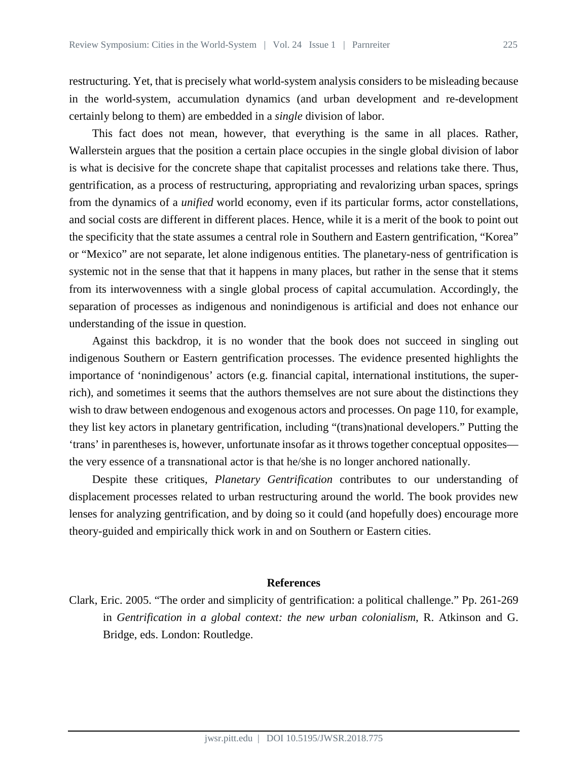restructuring. Yet, that is precisely what world-system analysis considers to be misleading because in the world-system, accumulation dynamics (and urban development and re-development certainly belong to them) are embedded in a *single* division of labor.

This fact does not mean, however, that everything is the same in all places. Rather, Wallerstein argues that the position a certain place occupies in the single global division of labor is what is decisive for the concrete shape that capitalist processes and relations take there. Thus, gentrification, as a process of restructuring, appropriating and revalorizing urban spaces, springs from the dynamics of a *unified* world economy, even if its particular forms, actor constellations, and social costs are different in different places. Hence, while it is a merit of the book to point out the specificity that the state assumes a central role in Southern and Eastern gentrification, "Korea" or "Mexico" are not separate, let alone indigenous entities. The planetary-ness of gentrification is systemic not in the sense that that it happens in many places, but rather in the sense that it stems from its interwovenness with a single global process of capital accumulation. Accordingly, the separation of processes as indigenous and nonindigenous is artificial and does not enhance our understanding of the issue in question.

Against this backdrop, it is no wonder that the book does not succeed in singling out indigenous Southern or Eastern gentrification processes. The evidence presented highlights the importance of 'nonindigenous' actors (e.g. financial capital, international institutions, the super-rich), and sometimes it seems that the authors themselves are not sure about the distinctions they wish to draw between endogenous and exogenous actors and processes. On page 110, for example, they list key actors in planetary gentrification, including "(trans)national developers." Putting the 'trans' in parentheses is, however, unfortunate insofar as it throws together conceptual opposites—the very essence of a transnational actor is that he/she is no longer anchored nationally.

Despite these critiques, *Planetary Gentrification* contributes to our understanding of displacement processes related to urban restructuring around the world. The book provides new lenses for analyzing gentrification, and by doing so it could (and hopefully does) encourage more theory-guided and empirically thick work in and on Southern or Eastern cities.

## References

Clark, Eric. 2005. "The order and simplicity of gentrification: a political challenge." Pp. 261-269 in *Gentrification in a global context: the new urban colonialism*, R. Atkinson and G. Bridge, eds. London: Routledge.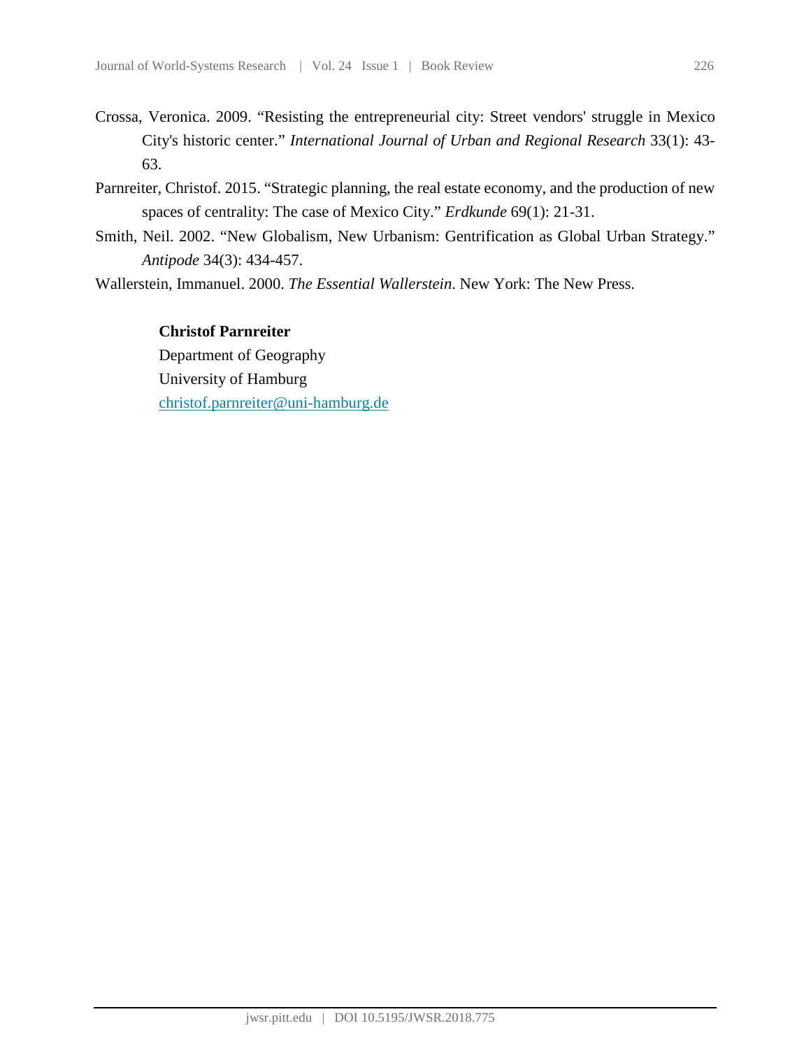Crossa, Veronica. 2009. "Resisting the entrepreneurial city: Street vendors' struggle in Mexico City's historic center." *International Journal of Urban and Regional Research* 33(1): 43-63.

Parnreiter, Christof. 2015. "Strategic planning, the real estate economy, and the production of new spaces of centrality: The case of Mexico City." *Erdkunde* 69(1): 21-31.

Smith, Neil. 2002. "New Globalism, New Urbanism: Gentrification as Global Urban Strategy." *Antipode* 34(3): 434-457.

Wallerstein, Immanuel. 2000. *The Essential Wallerstein*. New York: The New Press.

**Christof Parnreiter**
Department of Geography
University of Hamburg
christof.parnreiter@uni-hamburg.de